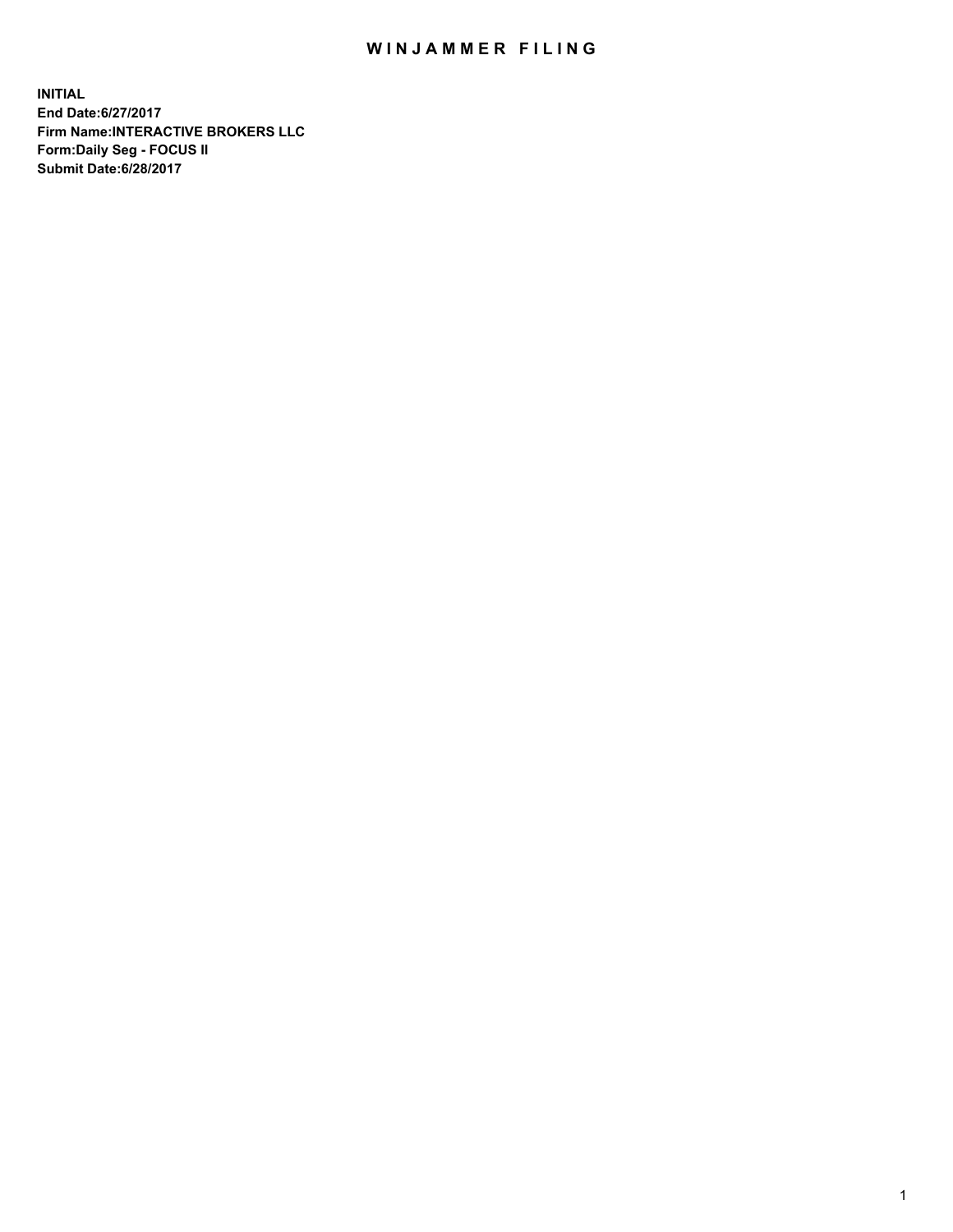# WINJAMMER FILING

**INITIAL**
**End Date:6/27/2017**
**Firm Name:INTERACTIVE BROKERS LLC**
**Form:Daily Seg - FOCUS II**
**Submit Date:6/28/2017**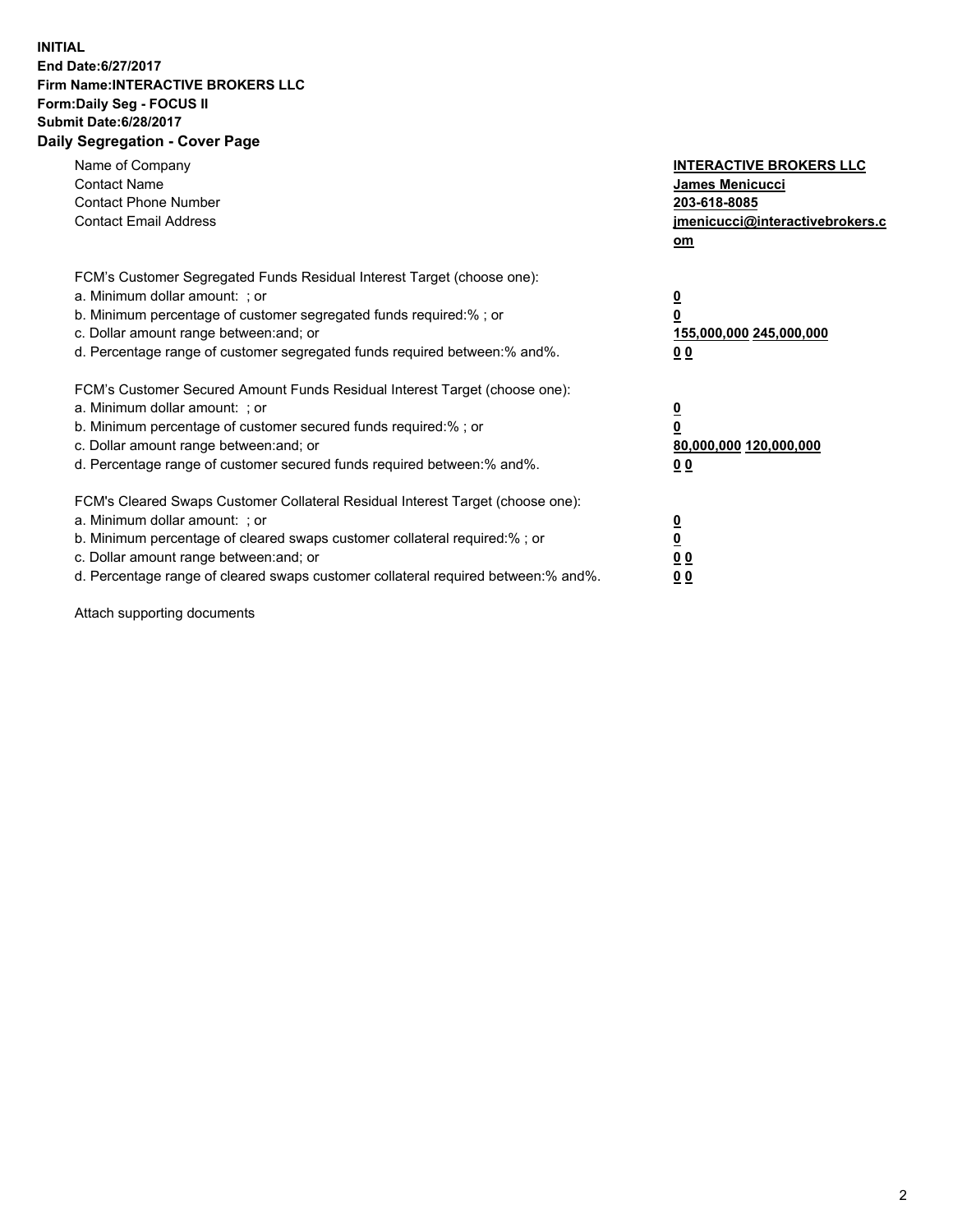**INITIAL**
**End Date:6/27/2017**
**Firm Name:INTERACTIVE BROKERS LLC**
**Form:Daily Seg - FOCUS II**
**Submit Date:6/28/2017**
**Daily Segregation - Cover Page**

| | |
|---|---|
| Name of Company | **INTERACTIVE BROKERS LLC** |
| Contact Name | **James Menicucci** |
| Contact Phone Number | **203-618-8085** |
| Contact Email Address | **jmenicucci@interactivebrokers.com** |

FCM's Customer Segregated Funds Residual Interest Target (choose one):

| | |
|---|---|
| a. Minimum dollar amount: ; or | **0** |
| b. Minimum percentage of customer segregated funds required:% ; or | **0** |
| c. Dollar amount range between:and; or | **155,000,000 245,000,000** |
| d. Percentage range of customer segregated funds required between:% and%. | **0 0** |

FCM's Customer Secured Amount Funds Residual Interest Target (choose one):

| | |
|---|---|
| a. Minimum dollar amount: ; or | **0** |
| b. Minimum percentage of customer secured funds required:% ; or | **0** |
| c. Dollar amount range between:and; or | **80,000,000 120,000,000** |
| d. Percentage range of customer secured funds required between:% and%. | **0 0** |

FCM's Cleared Swaps Customer Collateral Residual Interest Target (choose one):

| | |
|---|---|
| a. Minimum dollar amount: ; or | **0** |
| b. Minimum percentage of cleared swaps customer collateral required:% ; or | **0** |
| c. Dollar amount range between:and; or | **0 0** |
| d. Percentage range of cleared swaps customer collateral required between:% and%. | **0 0** |

Attach supporting documents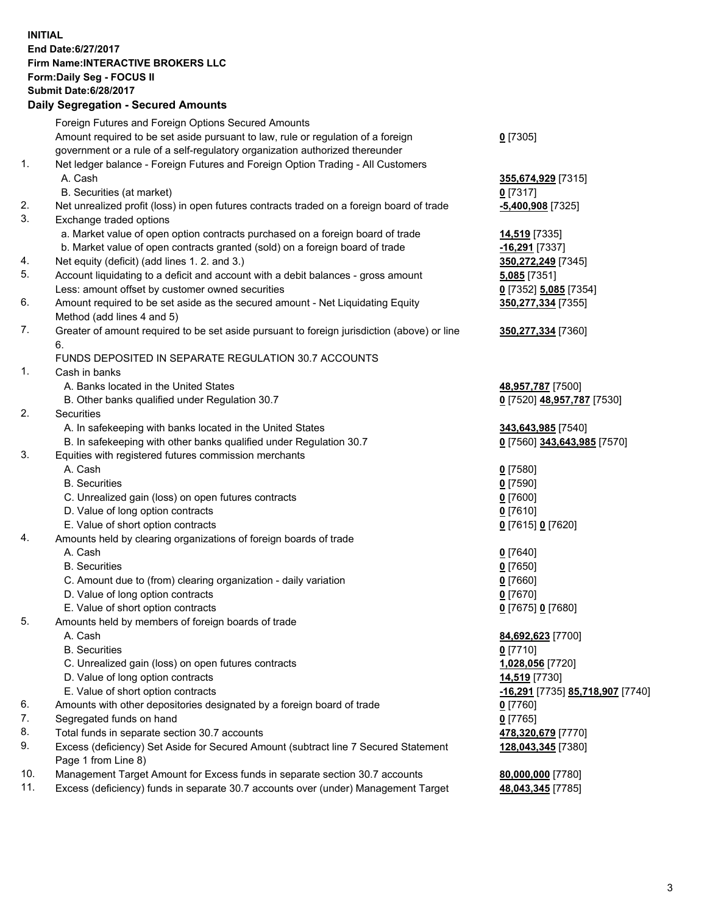**INITIAL**
**End Date:6/27/2017**
**Firm Name:INTERACTIVE BROKERS LLC**
**Form:Daily Seg - FOCUS II**
**Submit Date:6/28/2017**
**Daily Segregation - Secured Amounts**

| | | |
|---|---|---|
| | Foreign Futures and Foreign Options Secured Amounts | |
| | Amount required to be set aside pursuant to law, rule or regulation of a foreign government or a rule of a self-regulatory organization authorized thereunder | **0** [7305] |
| 1. | Net ledger balance - Foreign Futures and Foreign Option Trading - All Customers | |
| | A. Cash | **355,674,929** [7315] |
| | B. Securities (at market) | **0** [7317] |
| 2. | Net unrealized profit (loss) in open futures contracts traded on a foreign board of trade | **-5,400,908** [7325] |
| 3. | Exchange traded options | |
| | a. Market value of open option contracts purchased on a foreign board of trade | **14,519** [7335] |
| | b. Market value of open contracts granted (sold) on a foreign board of trade | **-16,291** [7337] |
| 4. | Net equity (deficit) (add lines 1. 2. and 3.) | **350,272,249** [7345] |
| 5. | Account liquidating to a deficit and account with a debit balances - gross amount | **5,085** [7351] |
| | Less: amount offset by customer owned securities | **0** [7352] **5,085** [7354] |
| 6. | Amount required to be set aside as the secured amount - Net Liquidating Equity Method (add lines 4 and 5) | **350,277,334** [7355] |
| 7. | Greater of amount required to be set aside pursuant to foreign jurisdiction (above) or line 6. | **350,277,334** [7360] |
| | FUNDS DEPOSITED IN SEPARATE REGULATION 30.7 ACCOUNTS | |
| 1. | Cash in banks | |
| | A. Banks located in the United States | **48,957,787** [7500] |
| | B. Other banks qualified under Regulation 30.7 | **0** [7520] **48,957,787** [7530] |
| 2. | Securities | |
| | A. In safekeeping with banks located in the United States | **343,643,985** [7540] |
| | B. In safekeeping with other banks qualified under Regulation 30.7 | **0** [7560] **343,643,985** [7570] |
| 3. | Equities with registered futures commission merchants | |
| | A. Cash | **0** [7580] |
| | B. Securities | **0** [7590] |
| | C. Unrealized gain (loss) on open futures contracts | **0** [7600] |
| | D. Value of long option contracts | **0** [7610] |
| | E. Value of short option contracts | **0** [7615] **0** [7620] |
| 4. | Amounts held by clearing organizations of foreign boards of trade | |
| | A. Cash | **0** [7640] |
| | B. Securities | **0** [7650] |
| | C. Amount due to (from) clearing organization - daily variation | **0** [7660] |
| | D. Value of long option contracts | **0** [7670] |
| | E. Value of short option contracts | **0** [7675] **0** [7680] |
| 5. | Amounts held by members of foreign boards of trade | |
| | A. Cash | **84,692,623** [7700] |
| | B. Securities | **0** [7710] |
| | C. Unrealized gain (loss) on open futures contracts | **1,028,056** [7720] |
| | D. Value of long option contracts | **14,519** [7730] |
| | E. Value of short option contracts | **-16,291** [7735] **85,718,907** [7740] |
| 6. | Amounts with other depositories designated by a foreign board of trade | **0** [7760] |
| 7. | Segregated funds on hand | **0** [7765] |
| 8. | Total funds in separate section 30.7 accounts | **478,320,679** [7770] |
| 9. | Excess (deficiency) Set Aside for Secured Amount (subtract line 7 Secured Statement Page 1 from Line 8) | **128,043,345** [7380] |
| 10. | Management Target Amount for Excess funds in separate section 30.7 accounts | **80,000,000** [7780] |
| 11. | Excess (deficiency) funds in separate 30.7 accounts over (under) Management Target | **48,043,345** [7785] |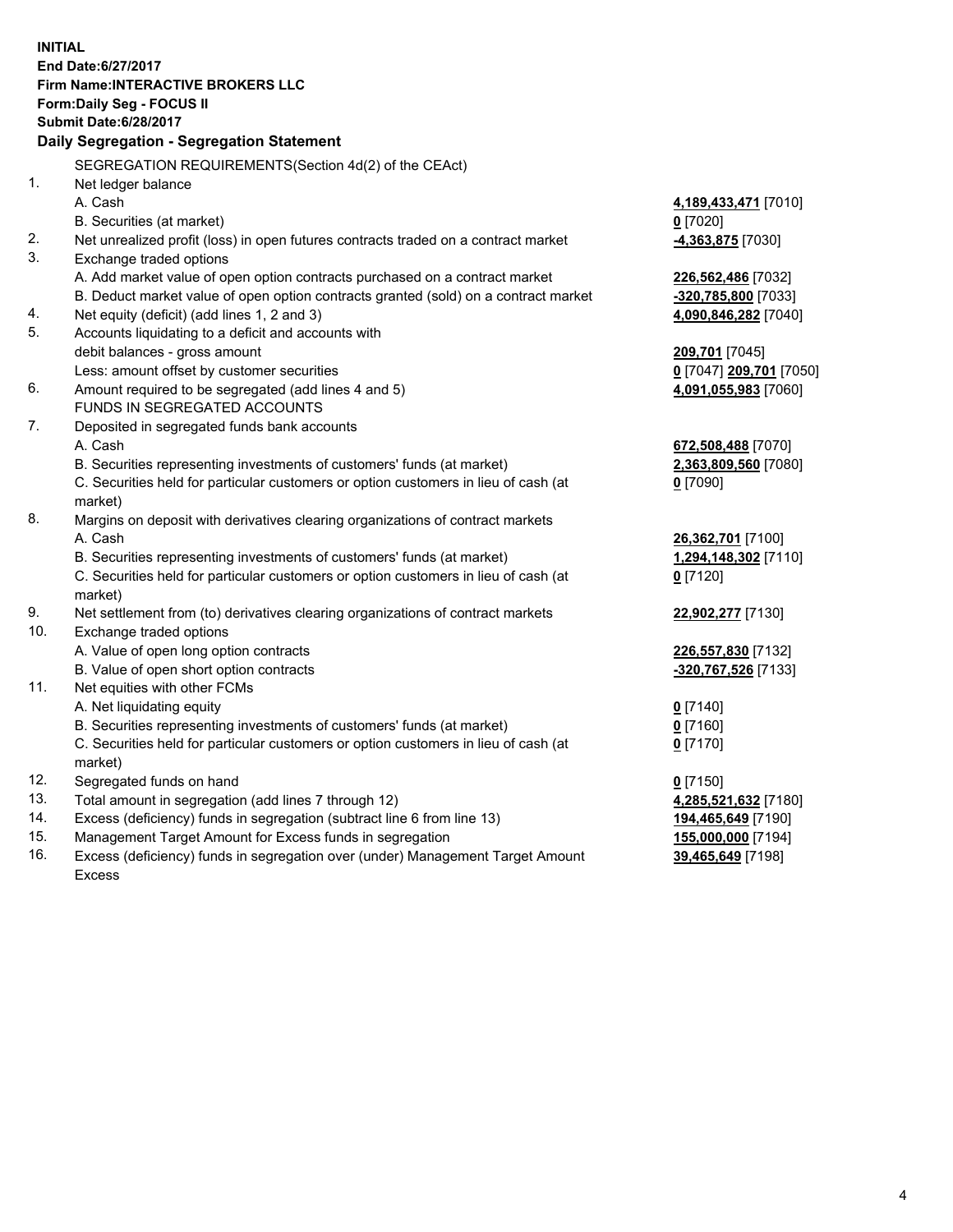**INITIAL**
**End Date:6/27/2017**
**Firm Name:INTERACTIVE BROKERS LLC**
**Form:Daily Seg - FOCUS II**
**Submit Date:6/28/2017**
**Daily Segregation - Segregation Statement**

SEGREGATION REQUIREMENTS(Section 4d(2) of the CEAct)

| | | |
|---|---|---|
| 1. | Net ledger balance | |
| | A. Cash | **4,189,433,471** [7010] |
| | B. Securities (at market) | **0** [7020] |
| 2. | Net unrealized profit (loss) in open futures contracts traded on a contract market | **-4,363,875** [7030] |
| 3. | Exchange traded options | |
| | A. Add market value of open option contracts purchased on a contract market | **226,562,486** [7032] |
| | B. Deduct market value of open option contracts granted (sold) on a contract market | **-320,785,800** [7033] |
| 4. | Net equity (deficit) (add lines 1, 2 and 3) | **4,090,846,282** [7040] |
| 5. | Accounts liquidating to a deficit and accounts with | |
| | debit balances - gross amount | **209,701** [7045] |
| | Less: amount offset by customer securities | **0** [7047] **209,701** [7050] |
| 6. | Amount required to be segregated (add lines 4 and 5) | **4,091,055,983** [7060] |
| | FUNDS IN SEGREGATED ACCOUNTS | |
| 7. | Deposited in segregated funds bank accounts | |
| | A. Cash | **672,508,488** [7070] |
| | B. Securities representing investments of customers' funds (at market) | **2,363,809,560** [7080] |
| | C. Securities held for particular customers or option customers in lieu of cash (at market) | **0** [7090] |
| 8. | Margins on deposit with derivatives clearing organizations of contract markets | |
| | A. Cash | **26,362,701** [7100] |
| | B. Securities representing investments of customers' funds (at market) | **1,294,148,302** [7110] |
| | C. Securities held for particular customers or option customers in lieu of cash (at market) | **0** [7120] |
| 9. | Net settlement from (to) derivatives clearing organizations of contract markets | **22,902,277** [7130] |
| 10. | Exchange traded options | |
| | A. Value of open long option contracts | **226,557,830** [7132] |
| | B. Value of open short option contracts | **-320,767,526** [7133] |
| 11. | Net equities with other FCMs | |
| | A. Net liquidating equity | **0** [7140] |
| | B. Securities representing investments of customers' funds (at market) | **0** [7160] |
| | C. Securities held for particular customers or option customers in lieu of cash (at market) | **0** [7170] |
| 12. | Segregated funds on hand | **0** [7150] |
| 13. | Total amount in segregation (add lines 7 through 12) | **4,285,521,632** [7180] |
| 14. | Excess (deficiency) funds in segregation (subtract line 6 from line 13) | **194,465,649** [7190] |
| 15. | Management Target Amount for Excess funds in segregation | **155,000,000** [7194] |
| 16. | Excess (deficiency) funds in segregation over (under) Management Target Amount Excess | **39,465,649** [7198] |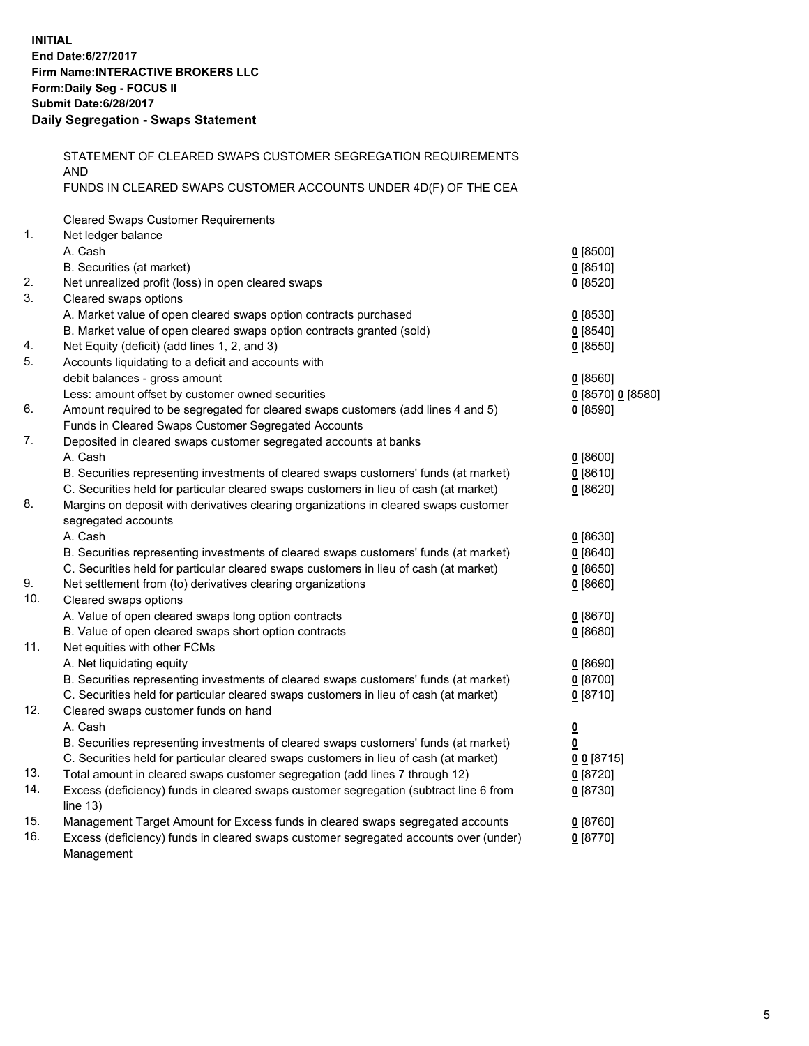**INITIAL**
**End Date:6/27/2017**
**Firm Name:INTERACTIVE BROKERS LLC**
**Form:Daily Seg - FOCUS II**
**Submit Date:6/28/2017**
**Daily Segregation - Swaps Statement**

STATEMENT OF CLEARED SWAPS CUSTOMER SEGREGATION REQUIREMENTS
AND
FUNDS IN CLEARED SWAPS CUSTOMER ACCOUNTS UNDER 4D(F) OF THE CEA

| | | |
|---|---|---|
| | Cleared Swaps Customer Requirements | |
| 1. | Net ledger balance | |
| | A. Cash | 0 [8500] |
| | B. Securities (at market) | 0 [8510] |
| 2. | Net unrealized profit (loss) in open cleared swaps | 0 [8520] |
| 3. | Cleared swaps options | |
| | A. Market value of open cleared swaps option contracts purchased | 0 [8530] |
| | B. Market value of open cleared swaps option contracts granted (sold) | 0 [8540] |
| 4. | Net Equity (deficit) (add lines 1, 2, and 3) | 0 [8550] |
| 5. | Accounts liquidating to a deficit and accounts with debit balances - gross amount | 0 [8560] |
| | Less: amount offset by customer owned securities | 0 [8570] 0 [8580] |
| 6. | Amount required to be segregated for cleared swaps customers (add lines 4 and 5) | 0 [8590] |
| | Funds in Cleared Swaps Customer Segregated Accounts | |
| 7. | Deposited in cleared swaps customer segregated accounts at banks | |
| | A. Cash | 0 [8600] |
| | B. Securities representing investments of cleared swaps customers' funds (at market) | 0 [8610] |
| | C. Securities held for particular cleared swaps customers in lieu of cash (at market) | 0 [8620] |
| 8. | Margins on deposit with derivatives clearing organizations in cleared swaps customer segregated accounts | |
| | A. Cash | 0 [8630] |
| | B. Securities representing investments of cleared swaps customers' funds (at market) | 0 [8640] |
| | C. Securities held for particular cleared swaps customers in lieu of cash (at market) | 0 [8650] |
| 9. | Net settlement from (to) derivatives clearing organizations | 0 [8660] |
| 10. | Cleared swaps options | |
| | A. Value of open cleared swaps long option contracts | 0 [8670] |
| | B. Value of open cleared swaps short option contracts | 0 [8680] |
| 11. | Net equities with other FCMs | |
| | A. Net liquidating equity | 0 [8690] |
| | B. Securities representing investments of cleared swaps customers' funds (at market) | 0 [8700] |
| | C. Securities held for particular cleared swaps customers in lieu of cash (at market) | 0 [8710] |
| 12. | Cleared swaps customer funds on hand | |
| | A. Cash | 0 |
| | B. Securities representing investments of cleared swaps customers' funds (at market) | 0 |
| | C. Securities held for particular cleared swaps customers in lieu of cash (at market) | 0 0 [8715] |
| 13. | Total amount in cleared swaps customer segregation (add lines 7 through 12) | 0 [8720] |
| 14. | Excess (deficiency) funds in cleared swaps customer segregation (subtract line 6 from line 13) | 0 [8730] |
| 15. | Management Target Amount for Excess funds in cleared swaps segregated accounts | 0 [8760] |
| 16. | Excess (deficiency) funds in cleared swaps customer segregated accounts over (under) Management | 0 [8770] |